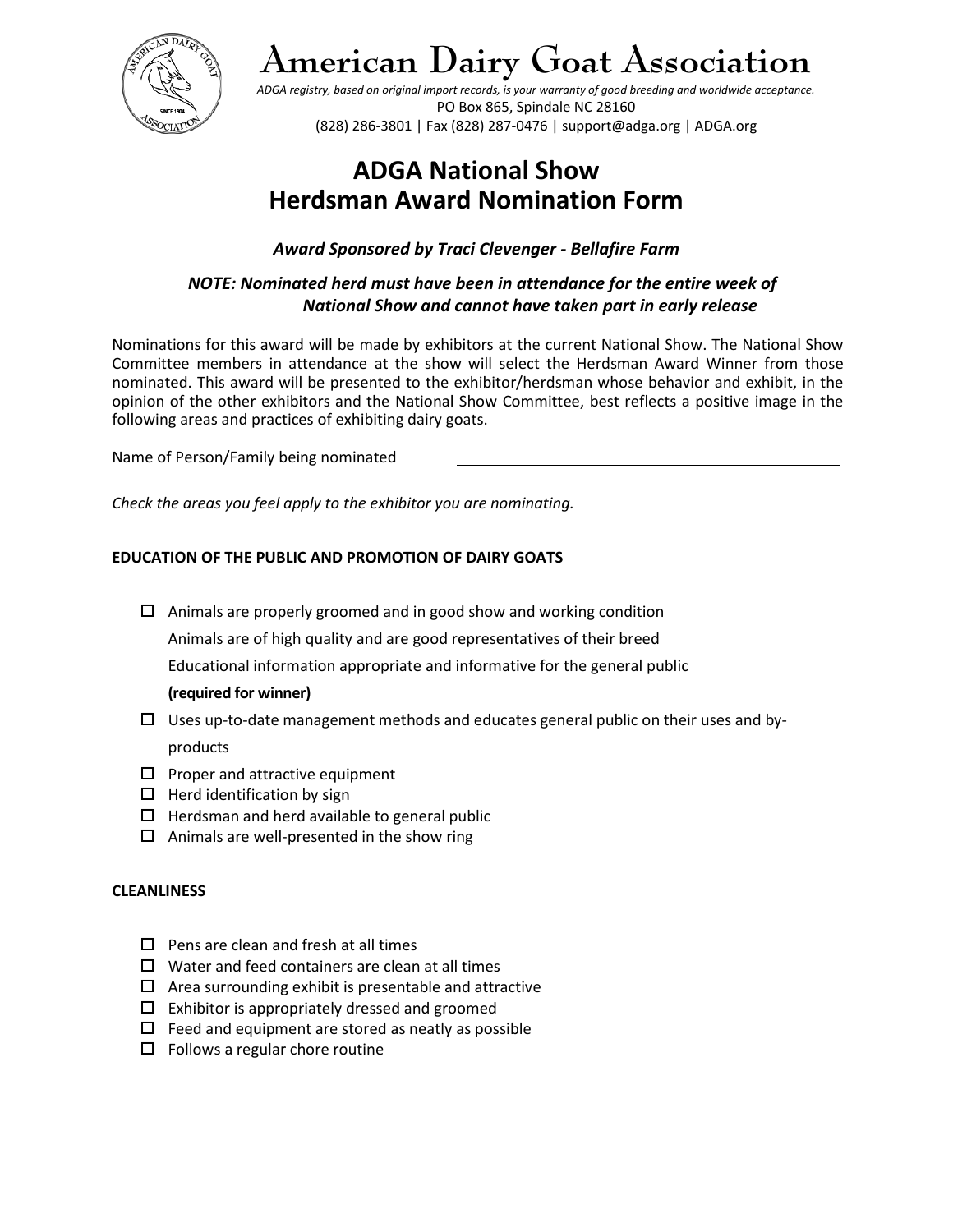# American Dairy Goat Association

*ADGA registry, based on original import records, is your warranty of good breeding and worldwide acceptance.*
PO Box 865, Spindale NC 28160
(828) 286-3801 | Fax (828) 287-0476 | support@adga.org | ADGA.org

## ADGA National Show
## Herdsman Award Nomination Form

***Award Sponsored by Traci Clevenger - Bellafire Farm***

***NOTE: Nominated herd must have been in attendance for the entire week of National Show and cannot have taken part in early release***

Nominations for this award will be made by exhibitors at the current National Show. The National Show Committee members in attendance at the show will select the Herdsman Award Winner from those nominated. This award will be presented to the exhibitor/herdsman whose behavior and exhibit, in the opinion of the other exhibitors and the National Show Committee, best reflects a positive image in the following areas and practices of exhibiting dairy goats.

Name of Person/Family being nominated ______________________________

*Check the areas you feel apply to the exhibitor you are nominating.*

**EDUCATION OF THE PUBLIC AND PROMOTION OF DAIRY GOATS**

- ☐ Animals are properly groomed and in good show and working condition
  Animals are of high quality and are good representatives of their breed
  Educational information appropriate and informative for the general public
  **(required for winner)**
- ☐ Uses up-to-date management methods and educates general public on their uses and by-products
- ☐ Proper and attractive equipment
- ☐ Herd identification by sign
- ☐ Herdsman and herd available to general public
- ☐ Animals are well-presented in the show ring

**CLEANLINESS**

- ☐ Pens are clean and fresh at all times
- ☐ Water and feed containers are clean at all times
- ☐ Area surrounding exhibit is presentable and attractive
- ☐ Exhibitor is appropriately dressed and groomed
- ☐ Feed and equipment are stored as neatly as possible
- ☐ Follows a regular chore routine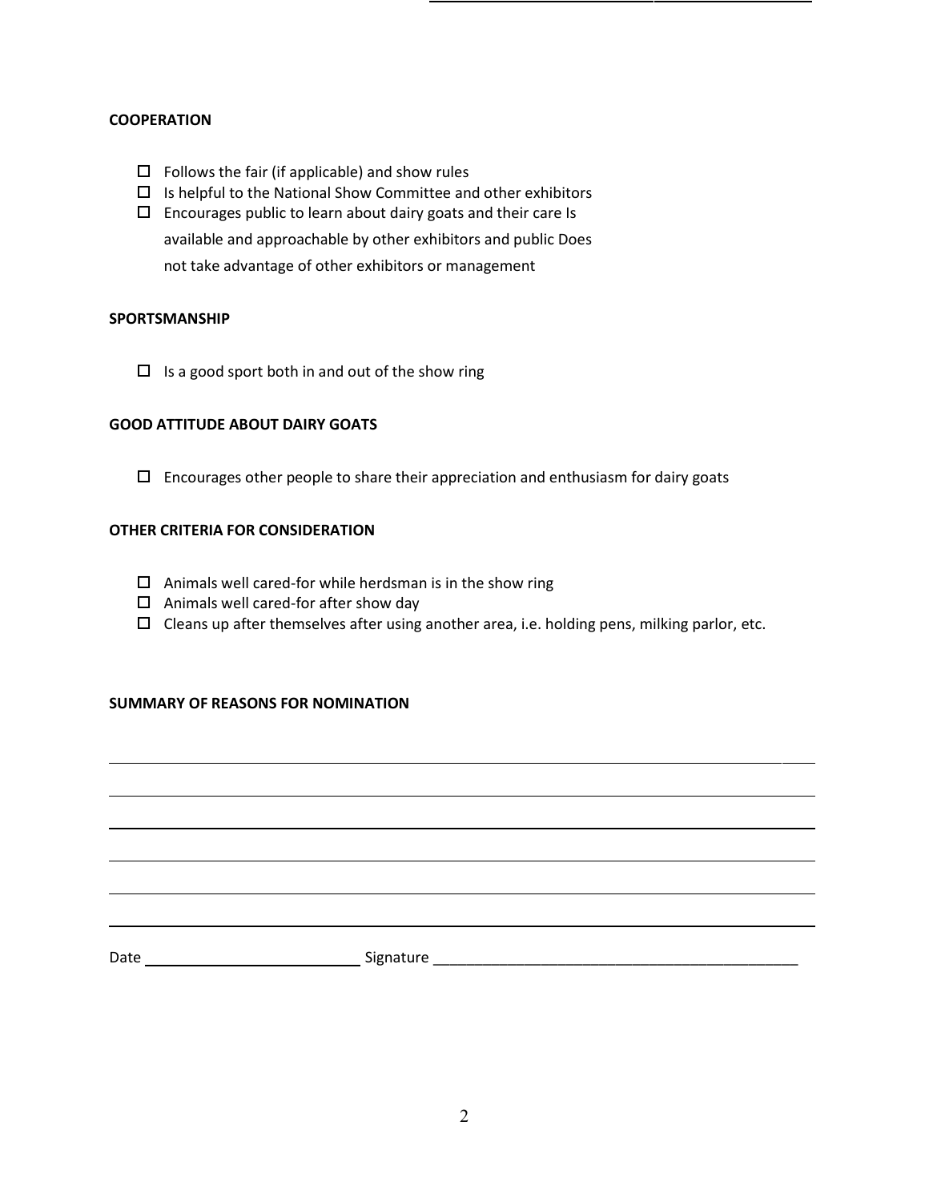**COOPERATION**

- ☐ Follows the fair (if applicable) and show rules
- ☐ Is helpful to the National Show Committee and other exhibitors
- ☐ Encourages public to learn about dairy goats and their care Is available and approachable by other exhibitors and public Does not take advantage of other exhibitors or management

**SPORTSMANSHIP**

- ☐ Is a good sport both in and out of the show ring

**GOOD ATTITUDE ABOUT DAIRY GOATS**

- ☐ Encourages other people to share their appreciation and enthusiasm for dairy goats

**OTHER CRITERIA FOR CONSIDERATION**

- ☐ Animals well cared-for while herdsman is in the show ring
- ☐ Animals well cared-for after show day
- ☐ Cleans up after themselves after using another area, i.e. holding pens, milking parlor, etc.

**SUMMARY OF REASONS FOR NOMINATION**

______________________________________________________________________________

______________________________________________________________________________

______________________________________________________________________________

______________________________________________________________________________

______________________________________________________________________________

______________________________________________________________________________

Date ________________________ Signature ____________________________________________